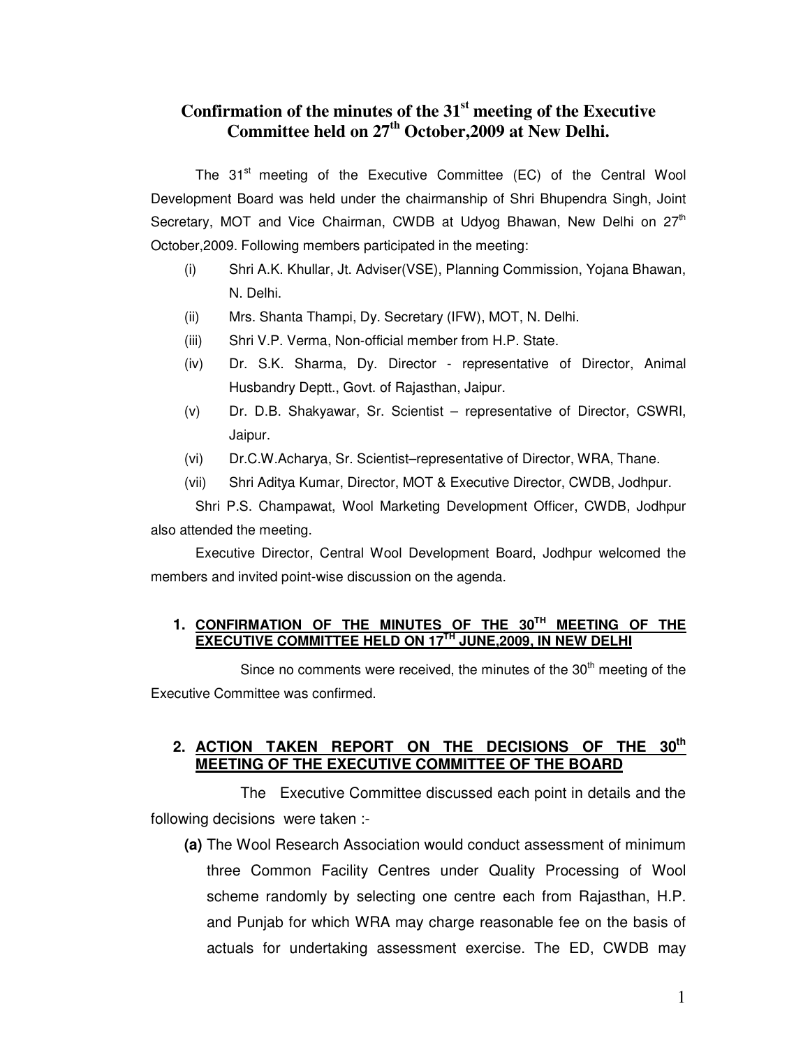# Confirmation of the minutes of the 31st meeting of the Executive Committee held on 27th October,2009 at New Delhi.

The 31st meeting of the Executive Committee (EC) of the Central Wool Development Board was held under the chairmanship of Shri Bhupendra Singh, Joint Secretary, MOT and Vice Chairman, CWDB at Udyog Bhawan, New Delhi on 27th October,2009. Following members participated in the meeting:

(i) Shri A.K. Khullar, Jt. Adviser(VSE), Planning Commission, Yojana Bhawan, N. Delhi.

(ii) Mrs. Shanta Thampi, Dy. Secretary (IFW), MOT, N. Delhi.

(iii) Shri V.P. Verma, Non-official member from H.P. State.

(iv) Dr. S.K. Sharma, Dy. Director - representative of Director, Animal Husbandry Deptt., Govt. of Rajasthan, Jaipur.

(v) Dr. D.B. Shakyawar, Sr. Scientist – representative of Director, CSWRI, Jaipur.

(vi) Dr.C.W.Acharya, Sr. Scientist–representative of Director, WRA, Thane.

(vii) Shri Aditya Kumar, Director, MOT & Executive Director, CWDB, Jodhpur.

Shri P.S. Champawat, Wool Marketing Development Officer, CWDB, Jodhpur also attended the meeting.

Executive Director, Central Wool Development Board, Jodhpur welcomed the members and invited point-wise discussion on the agenda.

## 1. CONFIRMATION OF THE MINUTES OF THE 30TH MEETING OF THE EXECUTIVE COMMITTEE HELD ON 17TH JUNE,2009, IN NEW DELHI

Since no comments were received, the minutes of the 30th meeting of the Executive Committee was confirmed.

## 2. ACTION TAKEN REPORT ON THE DECISIONS OF THE 30th MEETING OF THE EXECUTIVE COMMITTEE OF THE BOARD

The Executive Committee discussed each point in details and the following decisions were taken :-

**(a)** The Wool Research Association would conduct assessment of minimum three Common Facility Centres under Quality Processing of Wool scheme randomly by selecting one centre each from Rajasthan, H.P. and Punjab for which WRA may charge reasonable fee on the basis of actuals for undertaking assessment exercise. The ED, CWDB may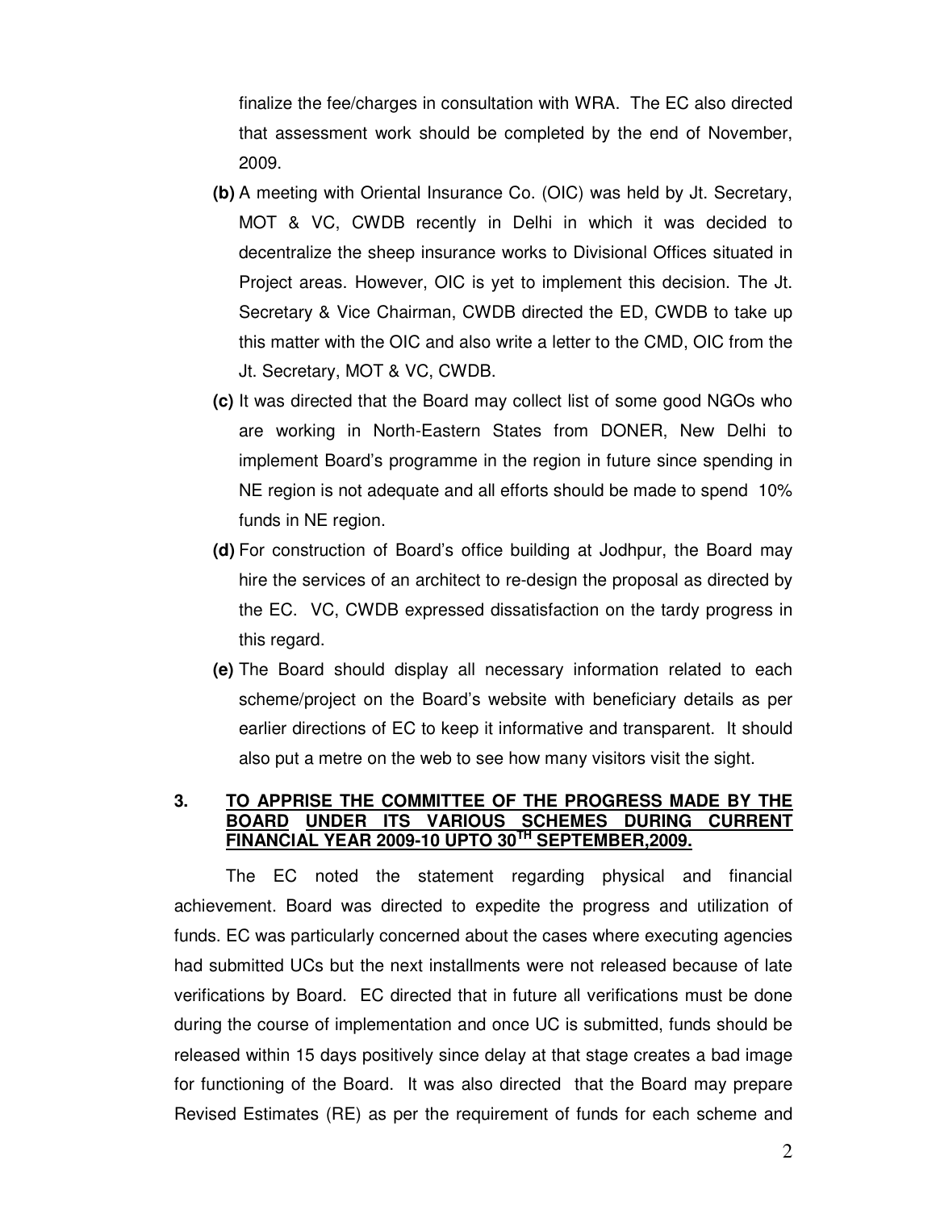finalize the fee/charges in consultation with WRA. The EC also directed that assessment work should be completed by the end of November, 2009.

**(b)** A meeting with Oriental Insurance Co. (OIC) was held by Jt. Secretary, MOT & VC, CWDB recently in Delhi in which it was decided to decentralize the sheep insurance works to Divisional Offices situated in Project areas. However, OIC is yet to implement this decision. The Jt. Secretary & Vice Chairman, CWDB directed the ED, CWDB to take up this matter with the OIC and also write a letter to the CMD, OIC from the Jt. Secretary, MOT & VC, CWDB.

**(c)** It was directed that the Board may collect list of some good NGOs who are working in North-Eastern States from DONER, New Delhi to implement Board's programme in the region in future since spending in NE region is not adequate and all efforts should be made to spend 10% funds in NE region.

**(d)** For construction of Board's office building at Jodhpur, the Board may hire the services of an architect to re-design the proposal as directed by the EC. VC, CWDB expressed dissatisfaction on the tardy progress in this regard.

**(e)** The Board should display all necessary information related to each scheme/project on the Board's website with beneficiary details as per earlier directions of EC to keep it informative and transparent. It should also put a metre on the web to see how many visitors visit the sight.

**3. TO APPRISE THE COMMITTEE OF THE PROGRESS MADE BY THE BOARD UNDER ITS VARIOUS SCHEMES DURING CURRENT FINANCIAL YEAR 2009-10 UPTO 30TH SEPTEMBER,2009.**

The EC noted the statement regarding physical and financial achievement. Board was directed to expedite the progress and utilization of funds. EC was particularly concerned about the cases where executing agencies had submitted UCs but the next installments were not released because of late verifications by Board. EC directed that in future all verifications must be done during the course of implementation and once UC is submitted, funds should be released within 15 days positively since delay at that stage creates a bad image for functioning of the Board. It was also directed that the Board may prepare Revised Estimates (RE) as per the requirement of funds for each scheme and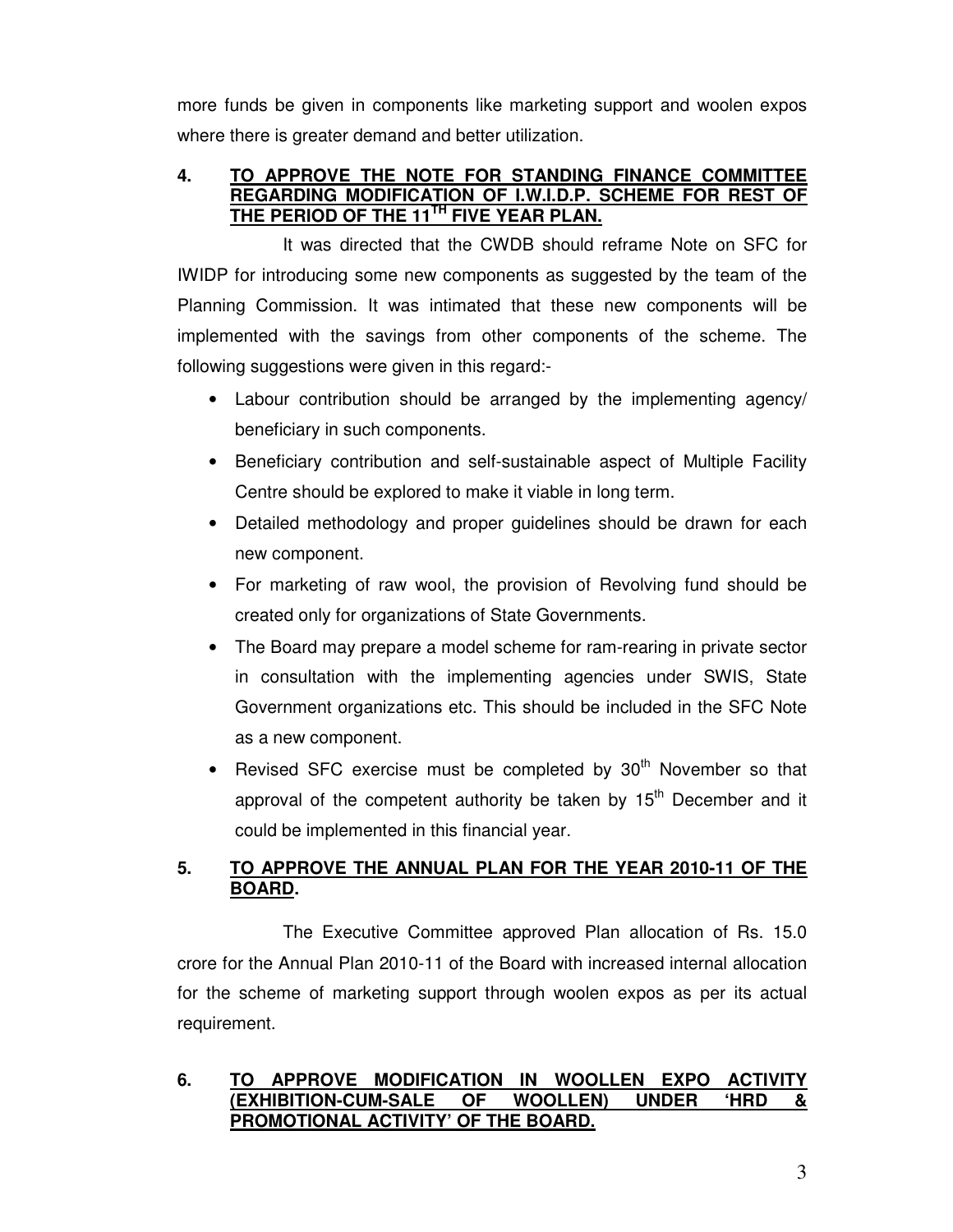more funds be given in components like marketing support and woolen expos where there is greater demand and better utilization.

**4. TO APPROVE THE NOTE FOR STANDING FINANCE COMMITTEE REGARDING MODIFICATION OF I.W.I.D.P. SCHEME FOR REST OF THE PERIOD OF THE 11TH FIVE YEAR PLAN.**

It was directed that the CWDB should reframe Note on SFC for IWIDP for introducing some new components as suggested by the team of the Planning Commission. It was intimated that these new components will be implemented with the savings from other components of the scheme. The following suggestions were given in this regard:-

- Labour contribution should be arranged by the implementing agency/ beneficiary in such components.
- Beneficiary contribution and self-sustainable aspect of Multiple Facility Centre should be explored to make it viable in long term.
- Detailed methodology and proper guidelines should be drawn for each new component.
- For marketing of raw wool, the provision of Revolving fund should be created only for organizations of State Governments.
- The Board may prepare a model scheme for ram-rearing in private sector in consultation with the implementing agencies under SWIS, State Government organizations etc. This should be included in the SFC Note as a new component.
- Revised SFC exercise must be completed by 30th November so that approval of the competent authority be taken by 15th December and it could be implemented in this financial year.

**5. TO APPROVE THE ANNUAL PLAN FOR THE YEAR 2010-11 OF THE BOARD.**

The Executive Committee approved Plan allocation of Rs. 15.0 crore for the Annual Plan 2010-11 of the Board with increased internal allocation for the scheme of marketing support through woolen expos as per its actual requirement.

**6. TO APPROVE MODIFICATION IN WOOLLEN EXPO ACTIVITY (EXHIBITION-CUM-SALE OF WOOLLEN) UNDER 'HRD & PROMOTIONAL ACTIVITY' OF THE BOARD.**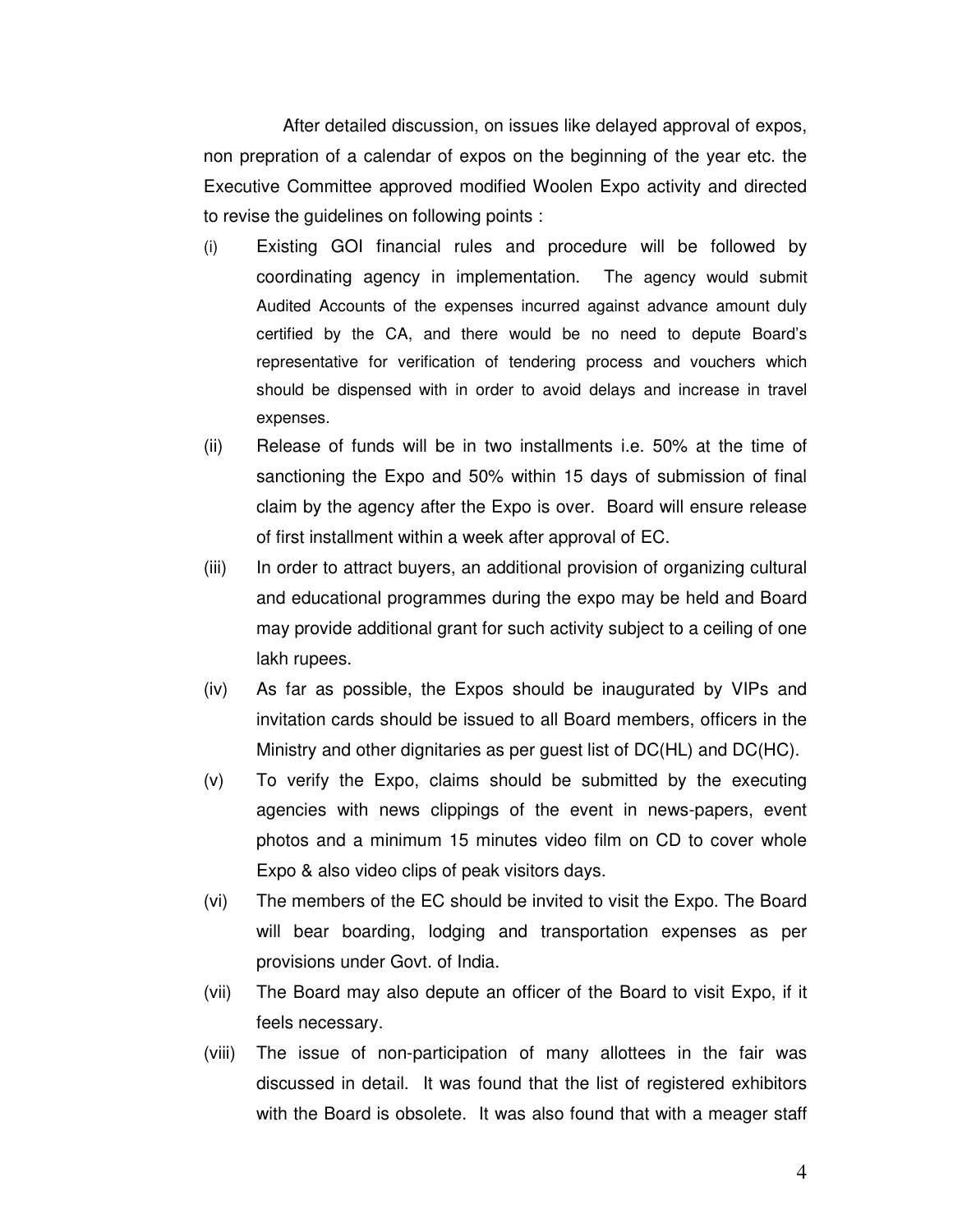After detailed discussion, on issues like delayed approval of expos, non prepration of a calendar of expos on the beginning of the year etc. the Executive Committee approved modified Woolen Expo activity and directed to revise the guidelines on following points :

(i) Existing GOI financial rules and procedure will be followed by coordinating agency in implementation. The agency would submit Audited Accounts of the expenses incurred against advance amount duly certified by the CA, and there would be no need to depute Board's representative for verification of tendering process and vouchers which should be dispensed with in order to avoid delays and increase in travel expenses.

(ii) Release of funds will be in two installments i.e. 50% at the time of sanctioning the Expo and 50% within 15 days of submission of final claim by the agency after the Expo is over. Board will ensure release of first installment within a week after approval of EC.

(iii) In order to attract buyers, an additional provision of organizing cultural and educational programmes during the expo may be held and Board may provide additional grant for such activity subject to a ceiling of one lakh rupees.

(iv) As far as possible, the Expos should be inaugurated by VIPs and invitation cards should be issued to all Board members, officers in the Ministry and other dignitaries as per guest list of DC(HL) and DC(HC).

(v) To verify the Expo, claims should be submitted by the executing agencies with news clippings of the event in news-papers, event photos and a minimum 15 minutes video film on CD to cover whole Expo & also video clips of peak visitors days.

(vi) The members of the EC should be invited to visit the Expo. The Board will bear boarding, lodging and transportation expenses as per provisions under Govt. of India.

(vii) The Board may also depute an officer of the Board to visit Expo, if it feels necessary.

(viii) The issue of non-participation of many allottees in the fair was discussed in detail. It was found that the list of registered exhibitors with the Board is obsolete. It was also found that with a meager staff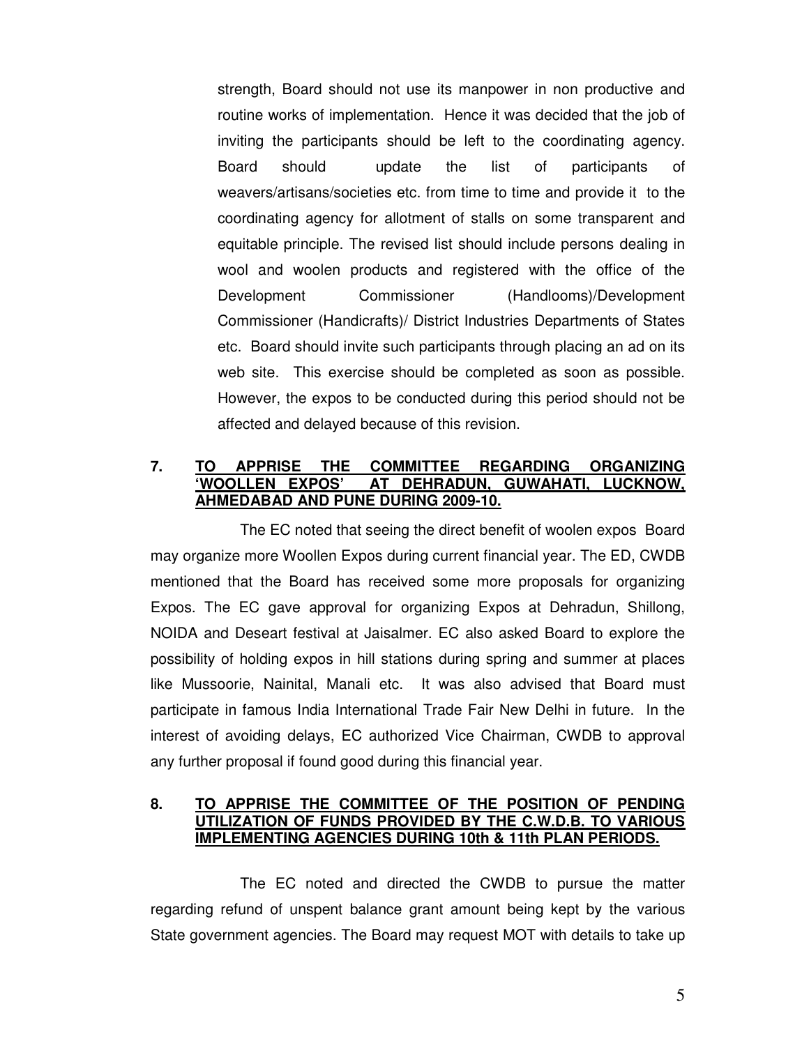strength, Board should not use its manpower in non productive and routine works of implementation. Hence it was decided that the job of inviting the participants should be left to the coordinating agency. Board should update the list of participants of weavers/artisans/societies etc. from time to time and provide it to the coordinating agency for allotment of stalls on some transparent and equitable principle. The revised list should include persons dealing in wool and woolen products and registered with the office of the Development Commissioner (Handlooms)/Development Commissioner (Handicrafts)/ District Industries Departments of States etc. Board should invite such participants through placing an ad on its web site. This exercise should be completed as soon as possible. However, the expos to be conducted during this period should not be affected and delayed because of this revision.

**7. TO APPRISE THE COMMITTEE REGARDING ORGANIZING 'WOOLLEN EXPOS' AT DEHRADUN, GUWAHATI, LUCKNOW, AHMEDABAD AND PUNE DURING 2009-10.**

The EC noted that seeing the direct benefit of woolen expos Board may organize more Woollen Expos during current financial year. The ED, CWDB mentioned that the Board has received some more proposals for organizing Expos. The EC gave approval for organizing Expos at Dehradun, Shillong, NOIDA and Deseart festival at Jaisalmer. EC also asked Board to explore the possibility of holding expos in hill stations during spring and summer at places like Mussoorie, Nainital, Manali etc. It was also advised that Board must participate in famous India International Trade Fair New Delhi in future. In the interest of avoiding delays, EC authorized Vice Chairman, CWDB to approval any further proposal if found good during this financial year.

**8. TO APPRISE THE COMMITTEE OF THE POSITION OF PENDING UTILIZATION OF FUNDS PROVIDED BY THE C.W.D.B. TO VARIOUS IMPLEMENTING AGENCIES DURING 10th & 11th PLAN PERIODS.**

The EC noted and directed the CWDB to pursue the matter regarding refund of unspent balance grant amount being kept by the various State government agencies. The Board may request MOT with details to take up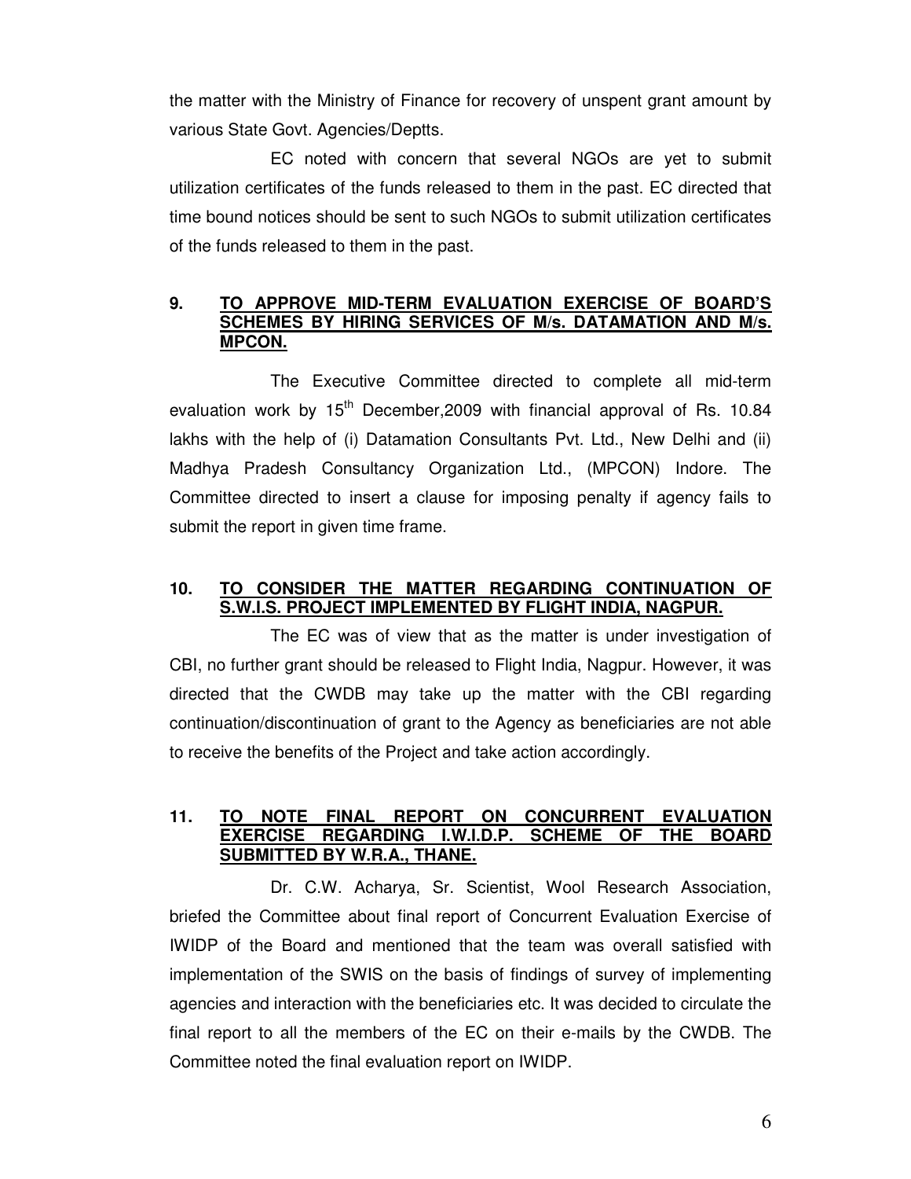the matter with the Ministry of Finance for recovery of unspent grant amount by various State Govt. Agencies/Deptts.

EC noted with concern that several NGOs are yet to submit utilization certificates of the funds released to them in the past. EC directed that time bound notices should be sent to such NGOs to submit utilization certificates of the funds released to them in the past.

**9. <u>TO APPROVE MID-TERM EVALUATION EXERCISE OF BOARD'S SCHEMES BY HIRING SERVICES OF M/s. DATAMATION AND M/s. MPCON.</u>**

The Executive Committee directed to complete all mid-term evaluation work by 15th December,2009 with financial approval of Rs. 10.84 lakhs with the help of (i) Datamation Consultants Pvt. Ltd., New Delhi and (ii) Madhya Pradesh Consultancy Organization Ltd., (MPCON) Indore. The Committee directed to insert a clause for imposing penalty if agency fails to submit the report in given time frame.

**10. <u>TO CONSIDER THE MATTER REGARDING CONTINUATION OF S.W.I.S. PROJECT IMPLEMENTED BY FLIGHT INDIA, NAGPUR.</u>**

The EC was of view that as the matter is under investigation of CBI, no further grant should be released to Flight India, Nagpur. However, it was directed that the CWDB may take up the matter with the CBI regarding continuation/discontinuation of grant to the Agency as beneficiaries are not able to receive the benefits of the Project and take action accordingly.

**11. <u>TO NOTE FINAL REPORT ON CONCURRENT EVALUATION EXERCISE REGARDING I.W.I.D.P. SCHEME OF THE BOARD SUBMITTED BY W.R.A., THANE.</u>**

Dr. C.W. Acharya, Sr. Scientist, Wool Research Association, briefed the Committee about final report of Concurrent Evaluation Exercise of IWIDP of the Board and mentioned that the team was overall satisfied with implementation of the SWIS on the basis of findings of survey of implementing agencies and interaction with the beneficiaries etc. It was decided to circulate the final report to all the members of the EC on their e-mails by the CWDB. The Committee noted the final evaluation report on IWIDP.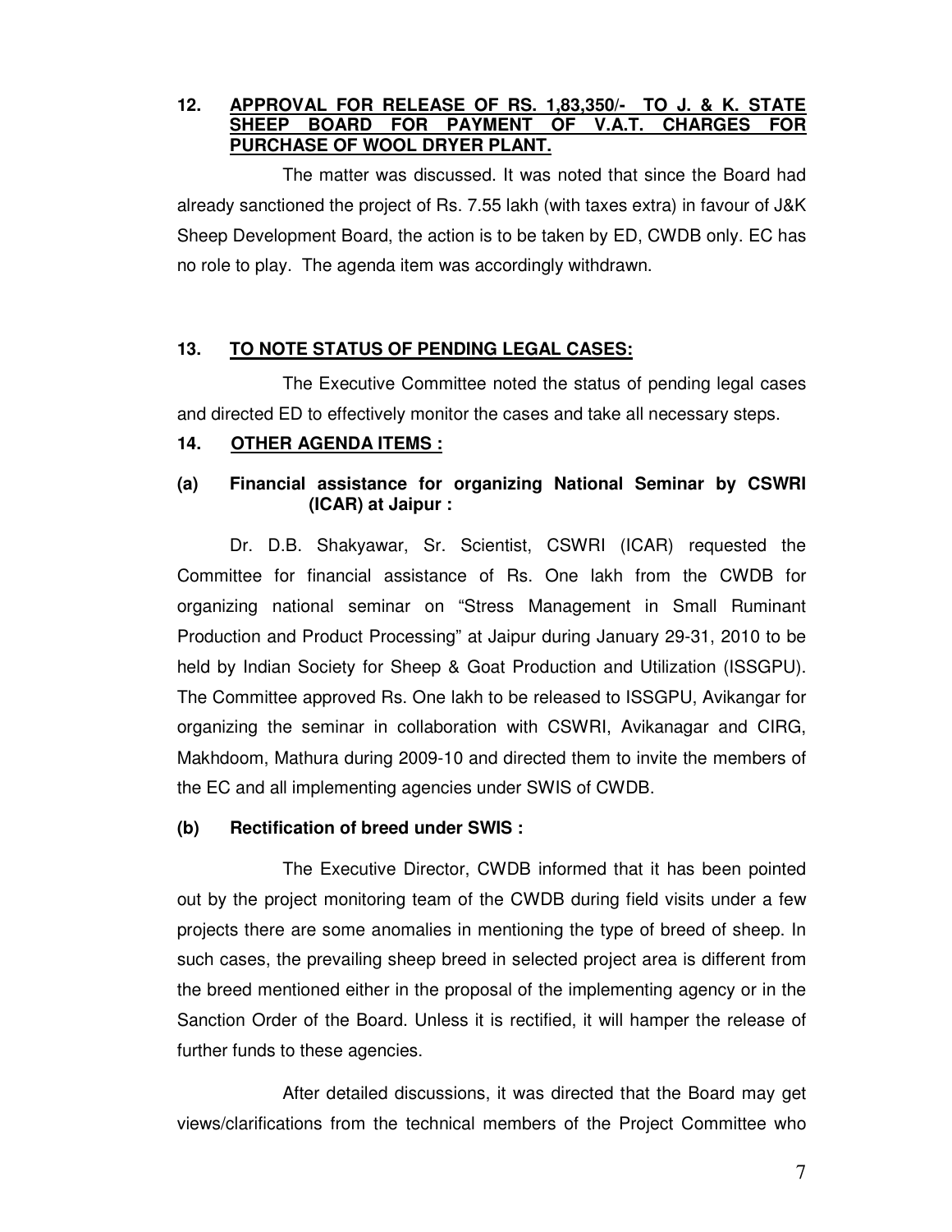**12. <u>APPROVAL FOR RELEASE OF RS. 1,83,350/- TO J. & K. STATE SHEEP BOARD FOR PAYMENT OF V.A.T. CHARGES FOR PURCHASE OF WOOL DRYER PLANT.</u>**

The matter was discussed. It was noted that since the Board had already sanctioned the project of Rs. 7.55 lakh (with taxes extra) in favour of J&K Sheep Development Board, the action is to be taken by ED, CWDB only. EC has no role to play. The agenda item was accordingly withdrawn.

**13. <u>TO NOTE STATUS OF PENDING LEGAL CASES:</u>**

The Executive Committee noted the status of pending legal cases and directed ED to effectively monitor the cases and take all necessary steps.

**14. <u>OTHER AGENDA ITEMS :</u>**

**(a) Financial assistance for organizing National Seminar by CSWRI (ICAR) at Jaipur :**

Dr. D.B. Shakyawar, Sr. Scientist, CSWRI (ICAR) requested the Committee for financial assistance of Rs. One lakh from the CWDB for organizing national seminar on "Stress Management in Small Ruminant Production and Product Processing" at Jaipur during January 29-31, 2010 to be held by Indian Society for Sheep & Goat Production and Utilization (ISSGPU). The Committee approved Rs. One lakh to be released to ISSGPU, Avikangar for organizing the seminar in collaboration with CSWRI, Avikanagar and CIRG, Makhdoom, Mathura during 2009-10 and directed them to invite the members of the EC and all implementing agencies under SWIS of CWDB.

**(b) Rectification of breed under SWIS :**

The Executive Director, CWDB informed that it has been pointed out by the project monitoring team of the CWDB during field visits under a few projects there are some anomalies in mentioning the type of breed of sheep. In such cases, the prevailing sheep breed in selected project area is different from the breed mentioned either in the proposal of the implementing agency or in the Sanction Order of the Board. Unless it is rectified, it will hamper the release of further funds to these agencies.

After detailed discussions, it was directed that the Board may get views/clarifications from the technical members of the Project Committee who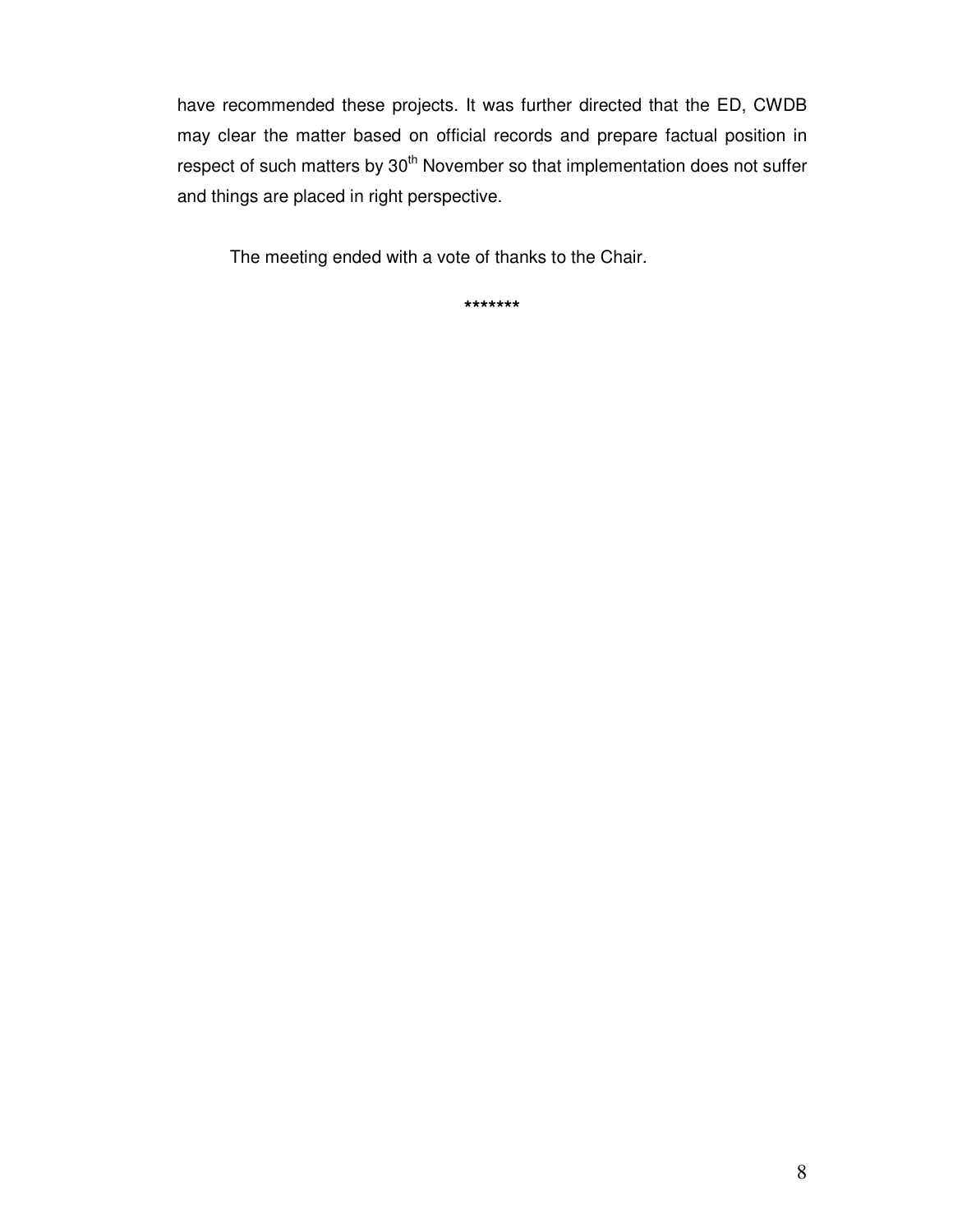have recommended these projects. It was further directed that the ED, CWDB may clear the matter based on official records and prepare factual position in respect of such matters by 30th November so that implementation does not suffer and things are placed in right perspective.

The meeting ended with a vote of thanks to the Chair.

*******